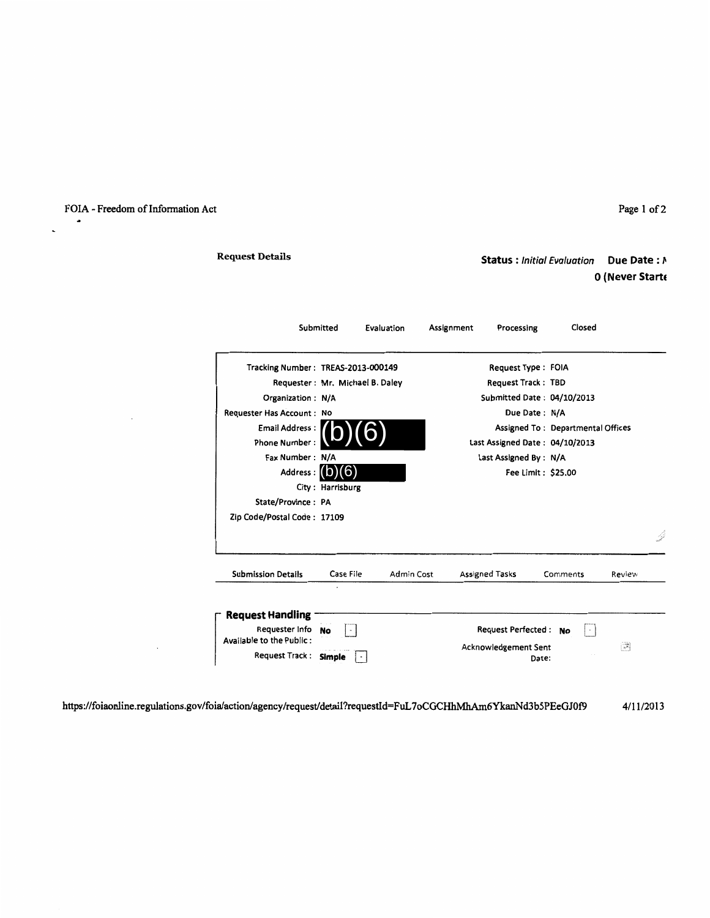FOIA - Freedom of Information Act

**Request Details**

**Status :** *Initial Evaluation* **Due Date : N**
**0 (Never Starte**

Submitted | Evaluation | Assignment | Processing | Closed

| | | | |
|---|---|---|---|
| Tracking Number : | TREAS-2013-000149 | Request Type : | FOIA |
| Requester : | Mr. Michael B. Daley | Request Track : | TBD |
| Organization : | N/A | Submitted Date : | 04/10/2013 |
| Requester Has Account : | No | Due Date : | N/A |
| Email Address : | (b)(6) | Assigned To : | Departmental Offices |
| Phone Number : | (b)(6) | Last Assigned Date : | 04/10/2013 |
| Fax Number : | N/A | Last Assigned By : | N/A |
| Address : | (b)(6) | Fee Limit : | $25.00 |
| City : | Harrisburg | | |
| State/Province : | PA | | |
| Zip Code/Postal Code : | 17109 | | |

Submission Details | Case File | Admin Cost | Assigned Tasks | Comments | Review

**Request Handling**

| | | | |
|---|---|---|---|
| Requester Info Available to the Public : | **No** | Request Perfected : | **No** |
| Request Track : | **Simple** | Acknowledgement Sent Date: | |

https://foiaonline.regulations.gov/foia/action/agency/request/detail?requestId=FuL7oCGCHhMhAm6YkanNd3b5PEeGJ0f9 4/11/2013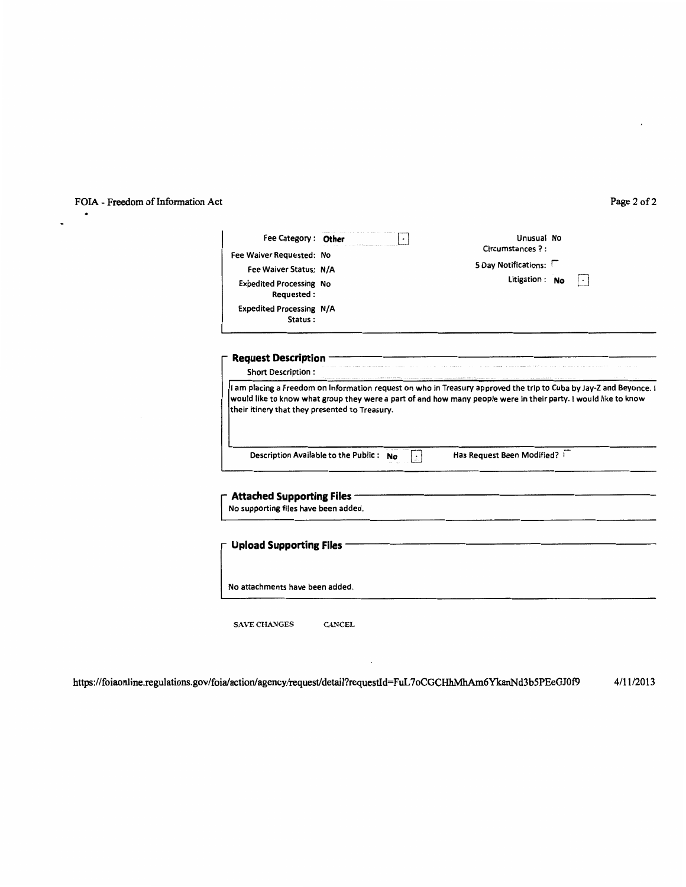| | | | |
|---|---|---|---|
| Fee Category : | Other | Unusual Circumstances ? : | No |
| Fee Waiver Requested: | No | 5 Day Notifications: | |
| Fee Waiver Status: | N/A | Litigation : | No |
| Expedited Processing Requested : | No | | |
| Expedited Processing Status : | N/A | | |

## Request Description

Short Description :

I am placing a Freedom on Information request on who in Treasury approved the trip to Cuba by Jay-Z and Beyonce. I would like to know what group they were a part of and how many people were in their party. I would like to know their itinery that they presented to Treasury.

Description Available to the Public : No

Has Request Been Modified?

## Attached Supporting Files

No supporting files have been added.

## Upload Supporting Files

No attachments have been added.

SAVE CHANGES CANCEL

https://foiaonline.regulations.gov/foia/action/agency/request/detail?requestId=FuL7oCGCHhMhAm6YkanNd3b5PEeGJ0f9 4/11/2013